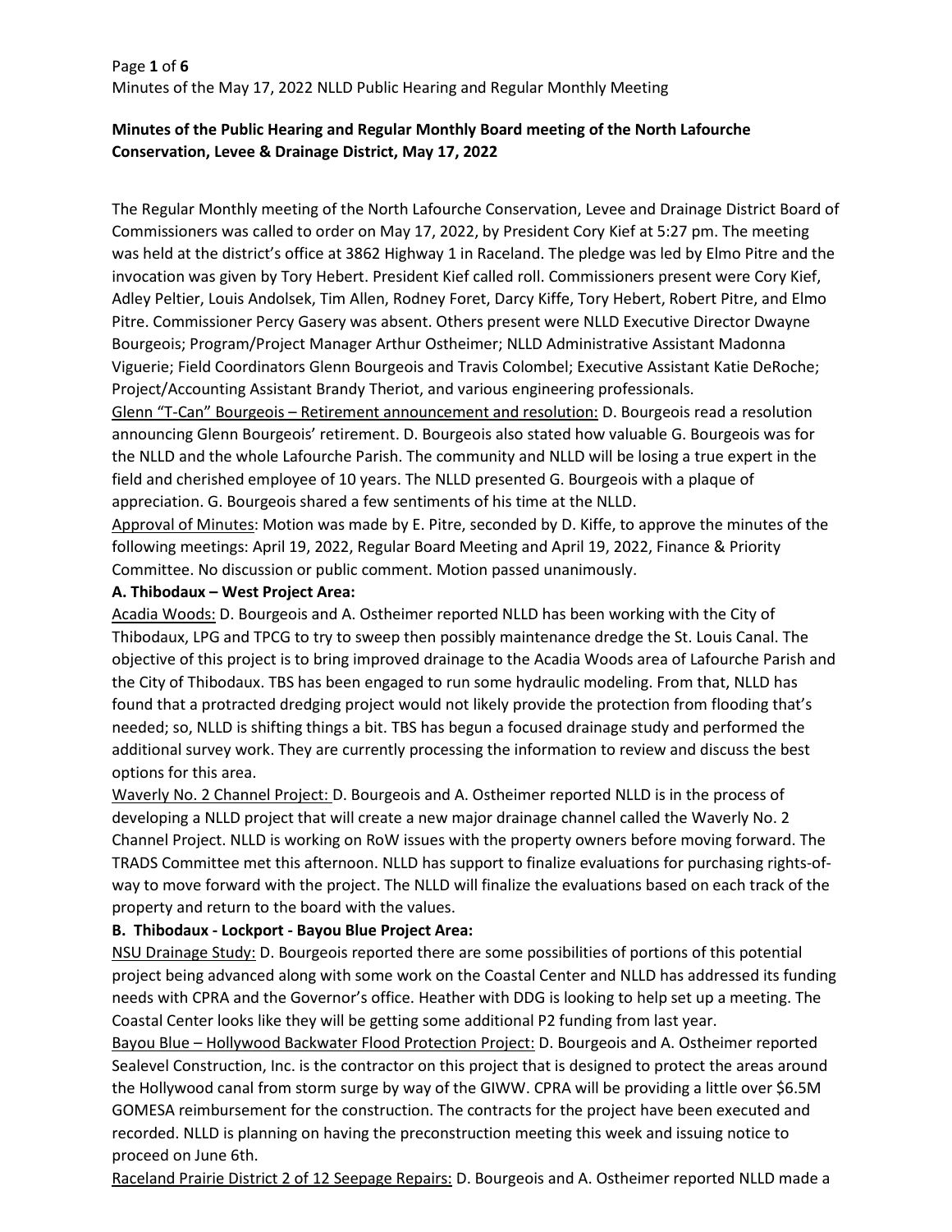**Minutes of the Public Hearing and Regular Monthly Board meeting of the North Lafourche Conservation, Levee & Drainage District, May 17, 2022**

The Regular Monthly meeting of the North Lafourche Conservation, Levee and Drainage District Board of Commissioners was called to order on May 17, 2022, by President Cory Kief at 5:27 pm. The meeting was held at the district's office at 3862 Highway 1 in Raceland. The pledge was led by Elmo Pitre and the invocation was given by Tory Hebert. President Kief called roll. Commissioners present were Cory Kief, Adley Peltier, Louis Andolsek, Tim Allen, Rodney Foret, Darcy Kiffe, Tory Hebert, Robert Pitre, and Elmo Pitre. Commissioner Percy Gasery was absent. Others present were NLLD Executive Director Dwayne Bourgeois; Program/Project Manager Arthur Ostheimer; NLLD Administrative Assistant Madonna Viguerie; Field Coordinators Glenn Bourgeois and Travis Colombel; Executive Assistant Katie DeRoche; Project/Accounting Assistant Brandy Theriot, and various engineering professionals.

Glenn "T-Can" Bourgeois – Retirement announcement and resolution: D. Bourgeois read a resolution announcing Glenn Bourgeois' retirement. D. Bourgeois also stated how valuable G. Bourgeois was for the NLLD and the whole Lafourche Parish. The community and NLLD will be losing a true expert in the field and cherished employee of 10 years. The NLLD presented G. Bourgeois with a plaque of appreciation. G. Bourgeois shared a few sentiments of his time at the NLLD.

Approval of Minutes: Motion was made by E. Pitre, seconded by D. Kiffe, to approve the minutes of the following meetings: April 19, 2022, Regular Board Meeting and April 19, 2022, Finance & Priority Committee. No discussion or public comment. Motion passed unanimously.

**A. Thibodaux – West Project Area:**

Acadia Woods: D. Bourgeois and A. Ostheimer reported NLLD has been working with the City of Thibodaux, LPG and TPCG to try to sweep then possibly maintenance dredge the St. Louis Canal. The objective of this project is to bring improved drainage to the Acadia Woods area of Lafourche Parish and the City of Thibodaux. TBS has been engaged to run some hydraulic modeling. From that, NLLD has found that a protracted dredging project would not likely provide the protection from flooding that's needed; so, NLLD is shifting things a bit. TBS has begun a focused drainage study and performed the additional survey work. They are currently processing the information to review and discuss the best options for this area.

Waverly No. 2 Channel Project: D. Bourgeois and A. Ostheimer reported NLLD is in the process of developing a NLLD project that will create a new major drainage channel called the Waverly No. 2 Channel Project. NLLD is working on RoW issues with the property owners before moving forward. The TRADS Committee met this afternoon. NLLD has support to finalize evaluations for purchasing rights-of-way to move forward with the project. The NLLD will finalize the evaluations based on each track of the property and return to the board with the values.

**B. Thibodaux - Lockport - Bayou Blue Project Area:**

NSU Drainage Study: D. Bourgeois reported there are some possibilities of portions of this potential project being advanced along with some work on the Coastal Center and NLLD has addressed its funding needs with CPRA and the Governor's office. Heather with DDG is looking to help set up a meeting. The Coastal Center looks like they will be getting some additional P2 funding from last year.

Bayou Blue – Hollywood Backwater Flood Protection Project: D. Bourgeois and A. Ostheimer reported Sealevel Construction, Inc. is the contractor on this project that is designed to protect the areas around the Hollywood canal from storm surge by way of the GIWW. CPRA will be providing a little over $6.5M GOMESA reimbursement for the construction. The contracts for the project have been executed and recorded. NLLD is planning on having the preconstruction meeting this week and issuing notice to proceed on June 6th.

Raceland Prairie District 2 of 12 Seepage Repairs: D. Bourgeois and A. Ostheimer reported NLLD made a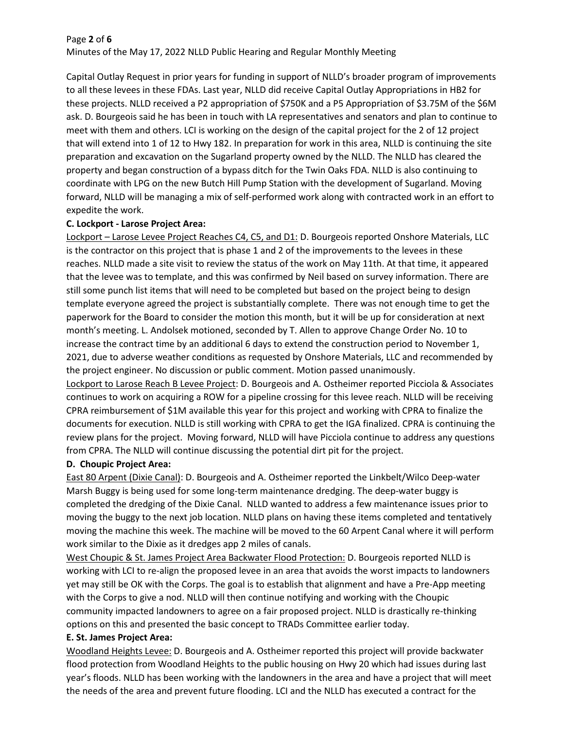Capital Outlay Request in prior years for funding in support of NLLD's broader program of improvements to all these levees in these FDAs. Last year, NLLD did receive Capital Outlay Appropriations in HB2 for these projects. NLLD received a P2 appropriation of $750K and a P5 Appropriation of $3.75M of the $6M ask. D. Bourgeois said he has been in touch with LA representatives and senators and plan to continue to meet with them and others. LCI is working on the design of the capital project for the 2 of 12 project that will extend into 1 of 12 to Hwy 182. In preparation for work in this area, NLLD is continuing the site preparation and excavation on the Sugarland property owned by the NLLD. The NLLD has cleared the property and began construction of a bypass ditch for the Twin Oaks FDA. NLLD is also continuing to coordinate with LPG on the new Butch Hill Pump Station with the development of Sugarland. Moving forward, NLLD will be managing a mix of self-performed work along with contracted work in an effort to expedite the work.

**C. Lockport - Larose Project Area:**

Lockport – Larose Levee Project Reaches C4, C5, and D1: D. Bourgeois reported Onshore Materials, LLC is the contractor on this project that is phase 1 and 2 of the improvements to the levees in these reaches. NLLD made a site visit to review the status of the work on May 11th. At that time, it appeared that the levee was to template, and this was confirmed by Neil based on survey information. There are still some punch list items that will need to be completed but based on the project being to design template everyone agreed the project is substantially complete. There was not enough time to get the paperwork for the Board to consider the motion this month, but it will be up for consideration at next month's meeting. L. Andolsek motioned, seconded by T. Allen to approve Change Order No. 10 to increase the contract time by an additional 6 days to extend the construction period to November 1, 2021, due to adverse weather conditions as requested by Onshore Materials, LLC and recommended by the project engineer. No discussion or public comment. Motion passed unanimously.

Lockport to Larose Reach B Levee Project: D. Bourgeois and A. Ostheimer reported Picciola & Associates continues to work on acquiring a ROW for a pipeline crossing for this levee reach. NLLD will be receiving CPRA reimbursement of $1M available this year for this project and working with CPRA to finalize the documents for execution. NLLD is still working with CPRA to get the IGA finalized. CPRA is continuing the review plans for the project. Moving forward, NLLD will have Picciola continue to address any questions from CPRA. The NLLD will continue discussing the potential dirt pit for the project.

**D. Choupic Project Area:**

East 80 Arpent (Dixie Canal): D. Bourgeois and A. Ostheimer reported the Linkbelt/Wilco Deep-water Marsh Buggy is being used for some long-term maintenance dredging. The deep-water buggy is completed the dredging of the Dixie Canal. NLLD wanted to address a few maintenance issues prior to moving the buggy to the next job location. NLLD plans on having these items completed and tentatively moving the machine this week. The machine will be moved to the 60 Arpent Canal where it will perform work similar to the Dixie as it dredges app 2 miles of canals.

West Choupic & St. James Project Area Backwater Flood Protection: D. Bourgeois reported NLLD is working with LCI to re-align the proposed levee in an area that avoids the worst impacts to landowners yet may still be OK with the Corps. The goal is to establish that alignment and have a Pre-App meeting with the Corps to give a nod. NLLD will then continue notifying and working with the Choupic community impacted landowners to agree on a fair proposed project. NLLD is drastically re-thinking options on this and presented the basic concept to TRADs Committee earlier today.

**E. St. James Project Area:**

Woodland Heights Levee: D. Bourgeois and A. Ostheimer reported this project will provide backwater flood protection from Woodland Heights to the public housing on Hwy 20 which had issues during last year's floods. NLLD has been working with the landowners in the area and have a project that will meet the needs of the area and prevent future flooding. LCI and the NLLD has executed a contract for the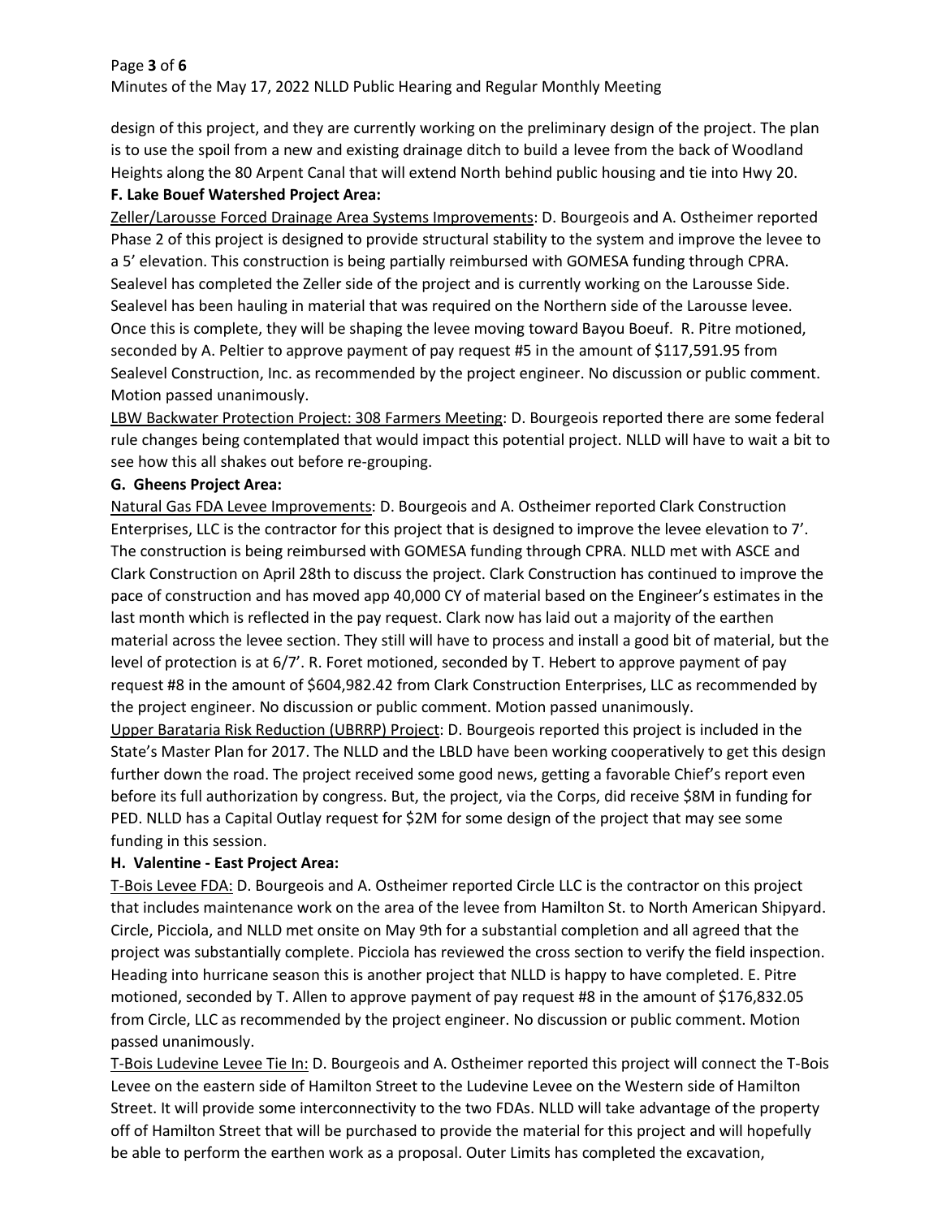design of this project, and they are currently working on the preliminary design of the project. The plan is to use the spoil from a new and existing drainage ditch to build a levee from the back of Woodland Heights along the 80 Arpent Canal that will extend North behind public housing and tie into Hwy 20.

**F. Lake Bouef Watershed Project Area:**

Zeller/Larousse Forced Drainage Area Systems Improvements: D. Bourgeois and A. Ostheimer reported Phase 2 of this project is designed to provide structural stability to the system and improve the levee to a 5' elevation. This construction is being partially reimbursed with GOMESA funding through CPRA. Sealevel has completed the Zeller side of the project and is currently working on the Larousse Side. Sealevel has been hauling in material that was required on the Northern side of the Larousse levee. Once this is complete, they will be shaping the levee moving toward Bayou Boeuf. R. Pitre motioned, seconded by A. Peltier to approve payment of pay request #5 in the amount of $117,591.95 from Sealevel Construction, Inc. as recommended by the project engineer. No discussion or public comment. Motion passed unanimously.

LBW Backwater Protection Project: 308 Farmers Meeting: D. Bourgeois reported there are some federal rule changes being contemplated that would impact this potential project. NLLD will have to wait a bit to see how this all shakes out before re-grouping.

**G. Gheens Project Area:**

Natural Gas FDA Levee Improvements: D. Bourgeois and A. Ostheimer reported Clark Construction Enterprises, LLC is the contractor for this project that is designed to improve the levee elevation to 7'. The construction is being reimbursed with GOMESA funding through CPRA. NLLD met with ASCE and Clark Construction on April 28th to discuss the project. Clark Construction has continued to improve the pace of construction and has moved app 40,000 CY of material based on the Engineer's estimates in the last month which is reflected in the pay request. Clark now has laid out a majority of the earthen material across the levee section. They still will have to process and install a good bit of material, but the level of protection is at 6/7'. R. Foret motioned, seconded by T. Hebert to approve payment of pay request #8 in the amount of $604,982.42 from Clark Construction Enterprises, LLC as recommended by the project engineer. No discussion or public comment. Motion passed unanimously.

Upper Barataria Risk Reduction (UBRRP) Project: D. Bourgeois reported this project is included in the State's Master Plan for 2017. The NLLD and the LBLD have been working cooperatively to get this design further down the road. The project received some good news, getting a favorable Chief's report even before its full authorization by congress. But, the project, via the Corps, did receive $8M in funding for PED. NLLD has a Capital Outlay request for $2M for some design of the project that may see some funding in this session.

**H. Valentine - East Project Area:**

T-Bois Levee FDA: D. Bourgeois and A. Ostheimer reported Circle LLC is the contractor on this project that includes maintenance work on the area of the levee from Hamilton St. to North American Shipyard. Circle, Picciola, and NLLD met onsite on May 9th for a substantial completion and all agreed that the project was substantially complete. Picciola has reviewed the cross section to verify the field inspection. Heading into hurricane season this is another project that NLLD is happy to have completed. E. Pitre motioned, seconded by T. Allen to approve payment of pay request #8 in the amount of $176,832.05 from Circle, LLC as recommended by the project engineer. No discussion or public comment. Motion passed unanimously.

T-Bois Ludevine Levee Tie In: D. Bourgeois and A. Ostheimer reported this project will connect the T-Bois Levee on the eastern side of Hamilton Street to the Ludevine Levee on the Western side of Hamilton Street. It will provide some interconnectivity to the two FDAs. NLLD will take advantage of the property off of Hamilton Street that will be purchased to provide the material for this project and will hopefully be able to perform the earthen work as a proposal. Outer Limits has completed the excavation,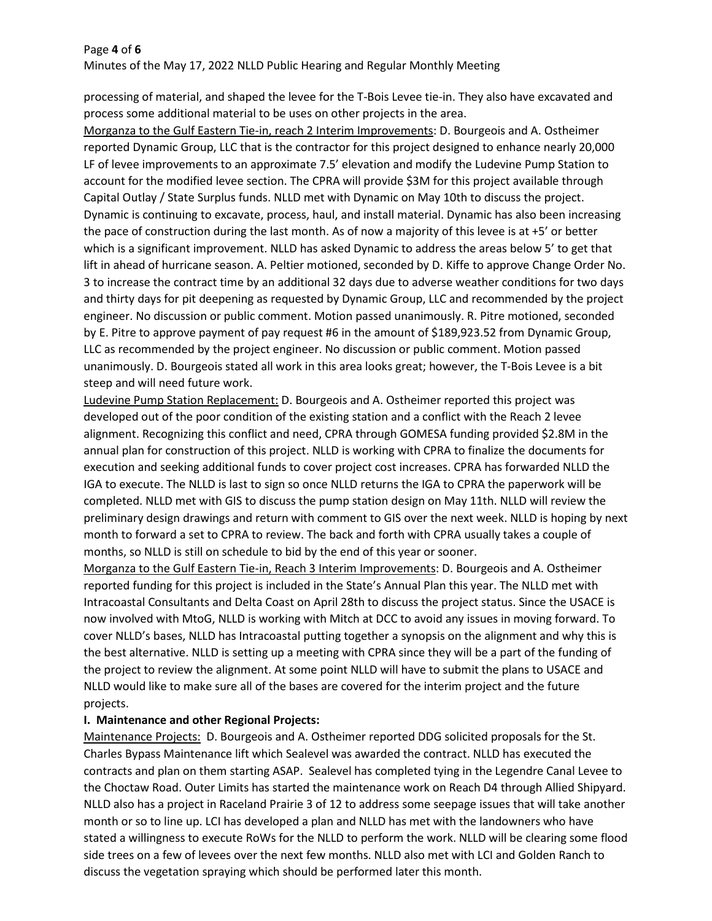processing of material, and shaped the levee for the T-Bois Levee tie-in. They also have excavated and process some additional material to be uses on other projects in the area.

Morganza to the Gulf Eastern Tie-in, reach 2 Interim Improvements: D. Bourgeois and A. Ostheimer reported Dynamic Group, LLC that is the contractor for this project designed to enhance nearly 20,000 LF of levee improvements to an approximate 7.5' elevation and modify the Ludevine Pump Station to account for the modified levee section. The CPRA will provide $3M for this project available through Capital Outlay / State Surplus funds. NLLD met with Dynamic on May 10th to discuss the project. Dynamic is continuing to excavate, process, haul, and install material. Dynamic has also been increasing the pace of construction during the last month. As of now a majority of this levee is at +5' or better which is a significant improvement. NLLD has asked Dynamic to address the areas below 5' to get that lift in ahead of hurricane season. A. Peltier motioned, seconded by D. Kiffe to approve Change Order No. 3 to increase the contract time by an additional 32 days due to adverse weather conditions for two days and thirty days for pit deepening as requested by Dynamic Group, LLC and recommended by the project engineer. No discussion or public comment. Motion passed unanimously. R. Pitre motioned, seconded by E. Pitre to approve payment of pay request #6 in the amount of $189,923.52 from Dynamic Group, LLC as recommended by the project engineer. No discussion or public comment. Motion passed unanimously. D. Bourgeois stated all work in this area looks great; however, the T-Bois Levee is a bit steep and will need future work.

Ludevine Pump Station Replacement: D. Bourgeois and A. Ostheimer reported this project was developed out of the poor condition of the existing station and a conflict with the Reach 2 levee alignment. Recognizing this conflict and need, CPRA through GOMESA funding provided $2.8M in the annual plan for construction of this project. NLLD is working with CPRA to finalize the documents for execution and seeking additional funds to cover project cost increases. CPRA has forwarded NLLD the IGA to execute. The NLLD is last to sign so once NLLD returns the IGA to CPRA the paperwork will be completed. NLLD met with GIS to discuss the pump station design on May 11th. NLLD will review the preliminary design drawings and return with comment to GIS over the next week. NLLD is hoping by next month to forward a set to CPRA to review. The back and forth with CPRA usually takes a couple of months, so NLLD is still on schedule to bid by the end of this year or sooner.

Morganza to the Gulf Eastern Tie-in, Reach 3 Interim Improvements: D. Bourgeois and A. Ostheimer reported funding for this project is included in the State's Annual Plan this year. The NLLD met with Intracoastal Consultants and Delta Coast on April 28th to discuss the project status. Since the USACE is now involved with MtoG, NLLD is working with Mitch at DCC to avoid any issues in moving forward. To cover NLLD's bases, NLLD has Intracoastal putting together a synopsis on the alignment and why this is the best alternative. NLLD is setting up a meeting with CPRA since they will be a part of the funding of the project to review the alignment. At some point NLLD will have to submit the plans to USACE and NLLD would like to make sure all of the bases are covered for the interim project and the future projects.

**I. Maintenance and other Regional Projects:**

Maintenance Projects: D. Bourgeois and A. Ostheimer reported DDG solicited proposals for the St. Charles Bypass Maintenance lift which Sealevel was awarded the contract. NLLD has executed the contracts and plan on them starting ASAP. Sealevel has completed tying in the Legendre Canal Levee to the Choctaw Road. Outer Limits has started the maintenance work on Reach D4 through Allied Shipyard. NLLD also has a project in Raceland Prairie 3 of 12 to address some seepage issues that will take another month or so to line up. LCI has developed a plan and NLLD has met with the landowners who have stated a willingness to execute RoWs for the NLLD to perform the work. NLLD will be clearing some flood side trees on a few of levees over the next few months. NLLD also met with LCI and Golden Ranch to discuss the vegetation spraying which should be performed later this month.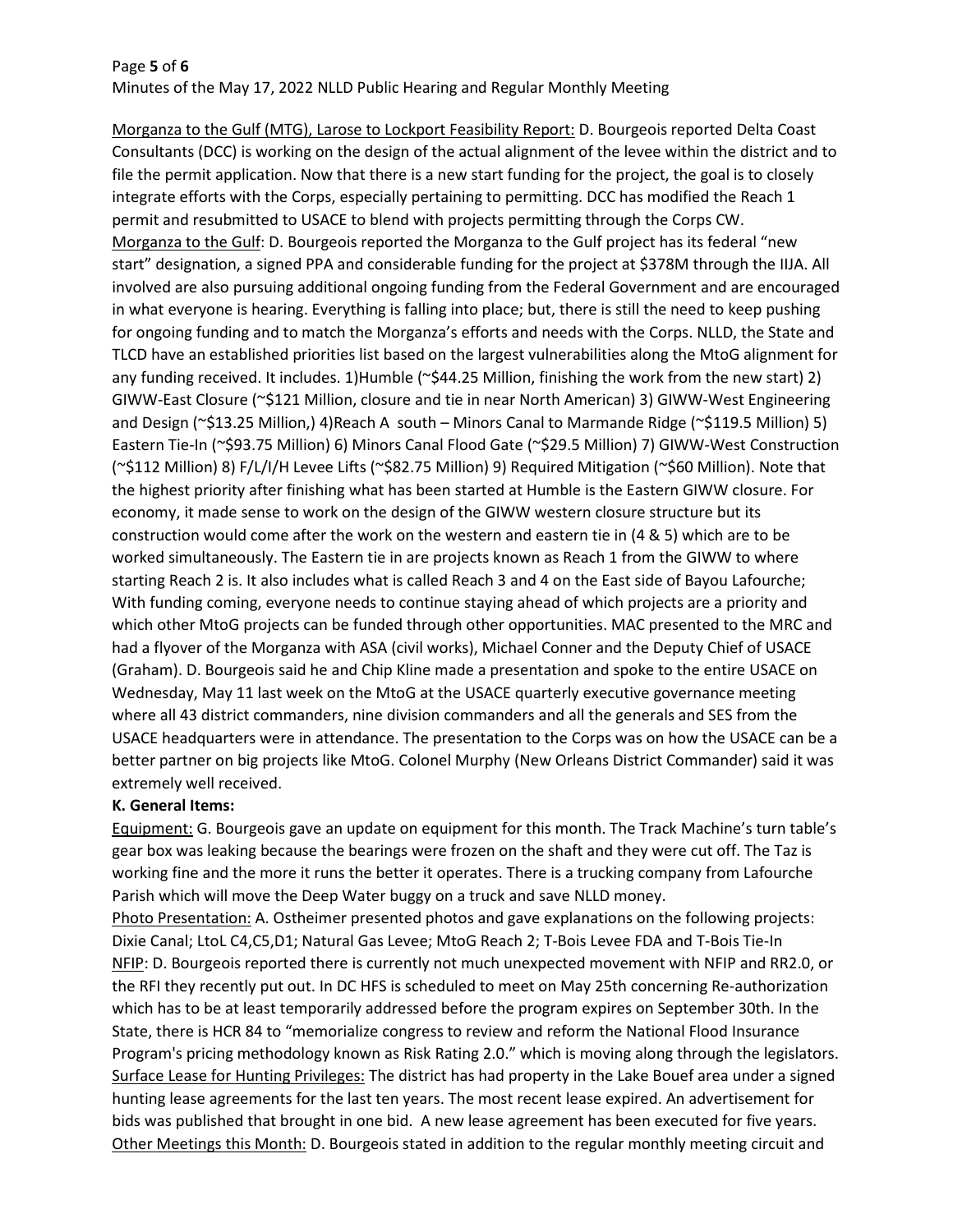Morganza to the Gulf (MTG), Larose to Lockport Feasibility Report: D. Bourgeois reported Delta Coast Consultants (DCC) is working on the design of the actual alignment of the levee within the district and to file the permit application. Now that there is a new start funding for the project, the goal is to closely integrate efforts with the Corps, especially pertaining to permitting. DCC has modified the Reach 1 permit and resubmitted to USACE to blend with projects permitting through the Corps CW.

Morganza to the Gulf: D. Bourgeois reported the Morganza to the Gulf project has its federal "new start" designation, a signed PPA and considerable funding for the project at $378M through the IIJA. All involved are also pursuing additional ongoing funding from the Federal Government and are encouraged in what everyone is hearing. Everything is falling into place; but, there is still the need to keep pushing for ongoing funding and to match the Morganza's efforts and needs with the Corps. NLLD, the State and TLCD have an established priorities list based on the largest vulnerabilities along the MtoG alignment for any funding received. It includes. 1)Humble (~$44.25 Million, finishing the work from the new start) 2) GIWW-East Closure (~$121 Million, closure and tie in near North American) 3) GIWW-West Engineering and Design (~$13.25 Million,) 4)Reach A south – Minors Canal to Marmande Ridge (~$119.5 Million) 5) Eastern Tie-In (~$93.75 Million) 6) Minors Canal Flood Gate (~$29.5 Million) 7) GIWW-West Construction (~$112 Million) 8) F/L/I/H Levee Lifts (~$82.75 Million) 9) Required Mitigation (~$60 Million). Note that the highest priority after finishing what has been started at Humble is the Eastern GIWW closure. For economy, it made sense to work on the design of the GIWW western closure structure but its construction would come after the work on the western and eastern tie in (4 & 5) which are to be worked simultaneously. The Eastern tie in are projects known as Reach 1 from the GIWW to where starting Reach 2 is. It also includes what is called Reach 3 and 4 on the East side of Bayou Lafourche; With funding coming, everyone needs to continue staying ahead of which projects are a priority and which other MtoG projects can be funded through other opportunities. MAC presented to the MRC and had a flyover of the Morganza with ASA (civil works), Michael Conner and the Deputy Chief of USACE (Graham). D. Bourgeois said he and Chip Kline made a presentation and spoke to the entire USACE on Wednesday, May 11 last week on the MtoG at the USACE quarterly executive governance meeting where all 43 district commanders, nine division commanders and all the generals and SES from the USACE headquarters were in attendance. The presentation to the Corps was on how the USACE can be a better partner on big projects like MtoG. Colonel Murphy (New Orleans District Commander) said it was extremely well received.

**K. General Items:**

Equipment: G. Bourgeois gave an update on equipment for this month. The Track Machine's turn table's gear box was leaking because the bearings were frozen on the shaft and they were cut off. The Taz is working fine and the more it runs the better it operates. There is a trucking company from Lafourche Parish which will move the Deep Water buggy on a truck and save NLLD money.

Photo Presentation: A. Ostheimer presented photos and gave explanations on the following projects: Dixie Canal; LtoL C4,C5,D1; Natural Gas Levee; MtoG Reach 2; T-Bois Levee FDA and T-Bois Tie-In

NFIP: D. Bourgeois reported there is currently not much unexpected movement with NFIP and RR2.0, or the RFI they recently put out. In DC HFS is scheduled to meet on May 25th concerning Re-authorization which has to be at least temporarily addressed before the program expires on September 30th. In the State, there is HCR 84 to "memorialize congress to review and reform the National Flood Insurance Program's pricing methodology known as Risk Rating 2.0." which is moving along through the legislators.

Surface Lease for Hunting Privileges: The district has had property in the Lake Bouef area under a signed hunting lease agreements for the last ten years. The most recent lease expired. An advertisement for bids was published that brought in one bid. A new lease agreement has been executed for five years.

Other Meetings this Month: D. Bourgeois stated in addition to the regular monthly meeting circuit and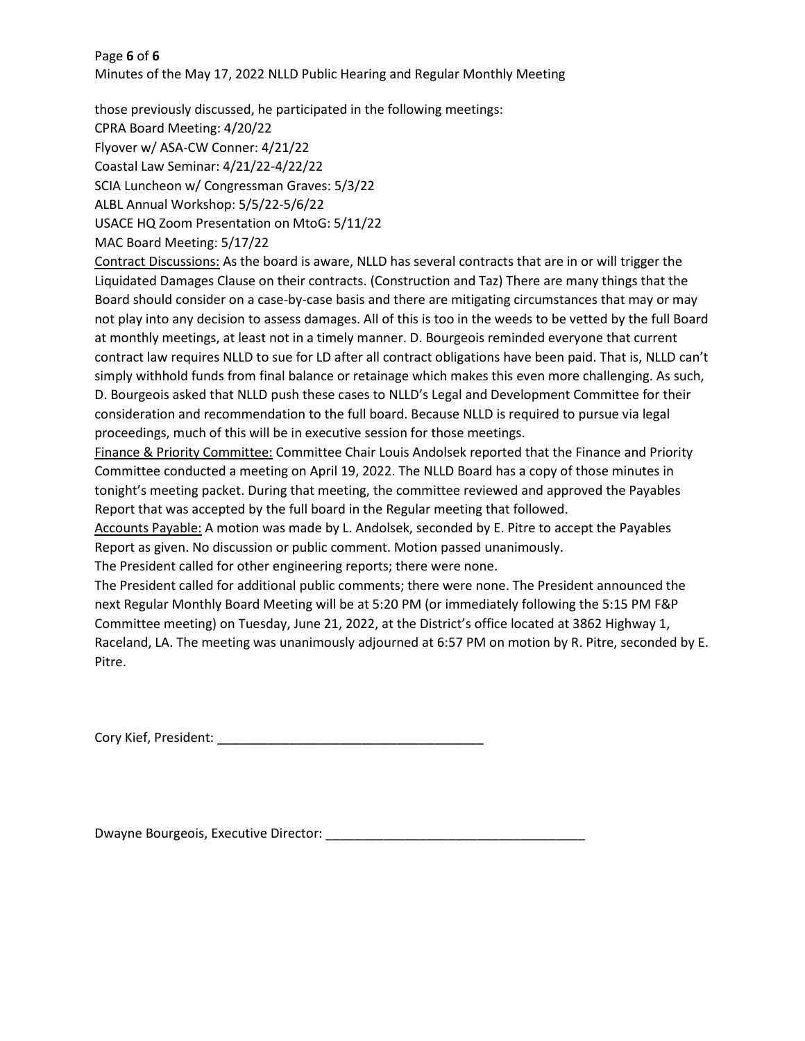those previously discussed, he participated in the following meetings:

CPRA Board Meeting: 4/20/22
Flyover w/ ASA-CW Conner: 4/21/22
Coastal Law Seminar: 4/21/22-4/22/22
SCIA Luncheon w/ Congressman Graves: 5/3/22
ALBL Annual Workshop: 5/5/22-5/6/22
USACE HQ Zoom Presentation on MtoG: 5/11/22
MAC Board Meeting: 5/17/22

<u>Contract Discussions:</u> As the board is aware, NLLD has several contracts that are in or will trigger the Liquidated Damages Clause on their contracts. (Construction and Taz) There are many things that the Board should consider on a case-by-case basis and there are mitigating circumstances that may or may not play into any decision to assess damages. All of this is too in the weeds to be vetted by the full Board at monthly meetings, at least not in a timely manner. D. Bourgeois reminded everyone that current contract law requires NLLD to sue for LD after all contract obligations have been paid. That is, NLLD can't simply withhold funds from final balance or retainage which makes this even more challenging. As such, D. Bourgeois asked that NLLD push these cases to NLLD's Legal and Development Committee for their consideration and recommendation to the full board. Because NLLD is required to pursue via legal proceedings, much of this will be in executive session for those meetings.

<u>Finance & Priority Committee:</u> Committee Chair Louis Andolsek reported that the Finance and Priority Committee conducted a meeting on April 19, 2022. The NLLD Board has a copy of those minutes in tonight's meeting packet. During that meeting, the committee reviewed and approved the Payables Report that was accepted by the full board in the Regular meeting that followed.

<u>Accounts Payable:</u> A motion was made by L. Andolsek, seconded by E. Pitre to accept the Payables Report as given. No discussion or public comment. Motion passed unanimously.

The President called for other engineering reports; there were none.

The President called for additional public comments; there were none. The President announced the next Regular Monthly Board Meeting will be at 5:20 PM (or immediately following the 5:15 PM F&P Committee meeting) on Tuesday, June 21, 2022, at the District's office located at 3862 Highway 1, Raceland, LA. The meeting was unanimously adjourned at 6:57 PM on motion by R. Pitre, seconded by E. Pitre.

Cory Kief, President: \_\_\_\_\_\_\_\_\_\_\_\_\_\_\_\_\_\_\_\_\_\_\_\_\_\_\_\_\_\_\_\_\_\_\_\_\_\_

Dwayne Bourgeois, Executive Director: \_\_\_\_\_\_\_\_\_\_\_\_\_\_\_\_\_\_\_\_\_\_\_\_\_\_\_\_\_\_\_\_\_\_\_\_\_